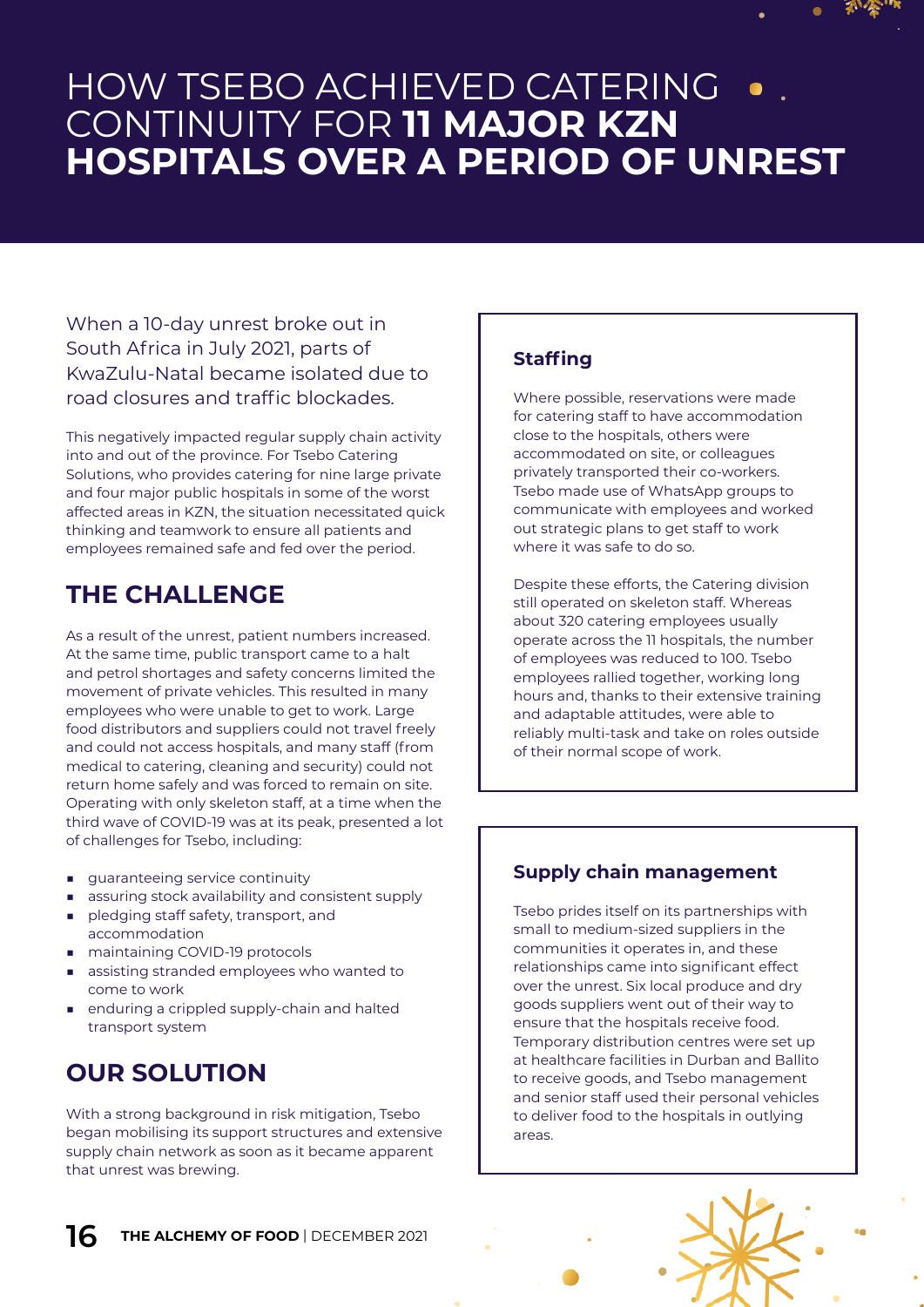# HOW TSEBO ACHIEVED CATERING CONTINUITY FOR **11 MAJOR KZN HOSPITALS OVER A PERIOD OF UNREST**

When a 10-day unrest broke out in South Africa in July 2021, parts of KwaZulu-Natal became isolated due to road closures and traffic blockades.

This negatively impacted regular supply chain activity into and out of the province. For Tsebo Catering Solutions, who provides catering for nine large private and four major public hospitals in some of the worst affected areas in KZN, the situation necessitated quick thinking and teamwork to ensure all patients and employees remained safe and fed over the period.

## THE CHALLENGE

As a result of the unrest, patient numbers increased. At the same time, public transport came to a halt and petrol shortages and safety concerns limited the movement of private vehicles. This resulted in many employees who were unable to get to work. Large food distributors and suppliers could not travel freely and could not access hospitals, and many staff (from medical to catering, cleaning and security) could not return home safely and was forced to remain on site. Operating with only skeleton staff, at a time when the third wave of COVID-19 was at its peak, presented a lot of challenges for Tsebo, including:

- guaranteeing service continuity
- assuring stock availability and consistent supply
- pledging staff safety, transport, and accommodation
- maintaining COVID-19 protocols
- assisting stranded employees who wanted to come to work
- enduring a crippled supply-chain and halted transport system

## OUR SOLUTION

With a strong background in risk mitigation, Tsebo began mobilising its support structures and extensive supply chain network as soon as it became apparent that unrest was brewing.

### Staffing

Where possible, reservations were made for catering staff to have accommodation close to the hospitals, others were accommodated on site, or colleagues privately transported their co-workers. Tsebo made use of WhatsApp groups to communicate with employees and worked out strategic plans to get staff to work where it was safe to do so.

Despite these efforts, the Catering division still operated on skeleton staff. Whereas about 320 catering employees usually operate across the 11 hospitals, the number of employees was reduced to 100. Tsebo employees rallied together, working long hours and, thanks to their extensive training and adaptable attitudes, were able to reliably multi-task and take on roles outside of their normal scope of work.

### Supply chain management

Tsebo prides itself on its partnerships with small to medium-sized suppliers in the communities it operates in, and these relationships came into significant effect over the unrest. Six local produce and dry goods suppliers went out of their way to ensure that the hospitals receive food. Temporary distribution centres were set up at healthcare facilities in Durban and Ballito to receive goods, and Tsebo management and senior staff used their personal vehicles to deliver food to the hospitals in outlying areas.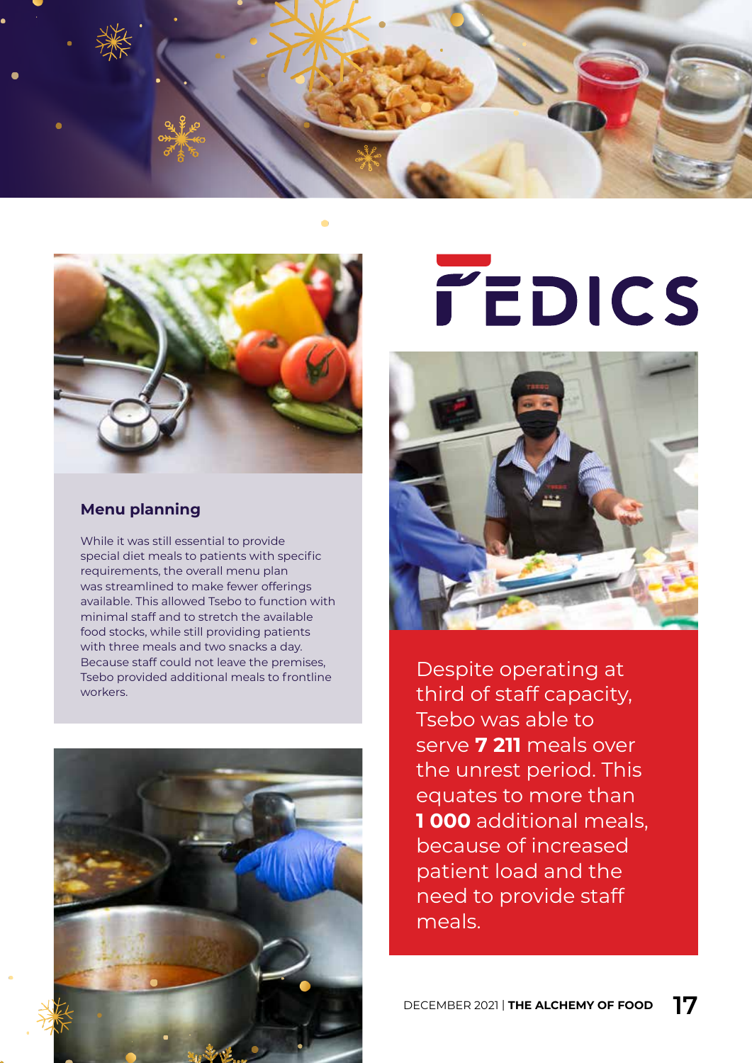## Menu planning

While it was still essential to provide special diet meals to patients with specific requirements, the overall menu plan was streamlined to make fewer offerings available. This allowed Tsebo to function with minimal staff and to stretch the available food stocks, while still providing patients with three meals and two snacks a day. Because staff could not leave the premises, Tsebo provided additional meals to frontline workers.

# MEDICS

Despite operating at third of staff capacity, Tsebo was able to serve **7 211** meals over the unrest period. This equates to more than **1 000** additional meals, because of increased patient load and the need to provide staff meals.